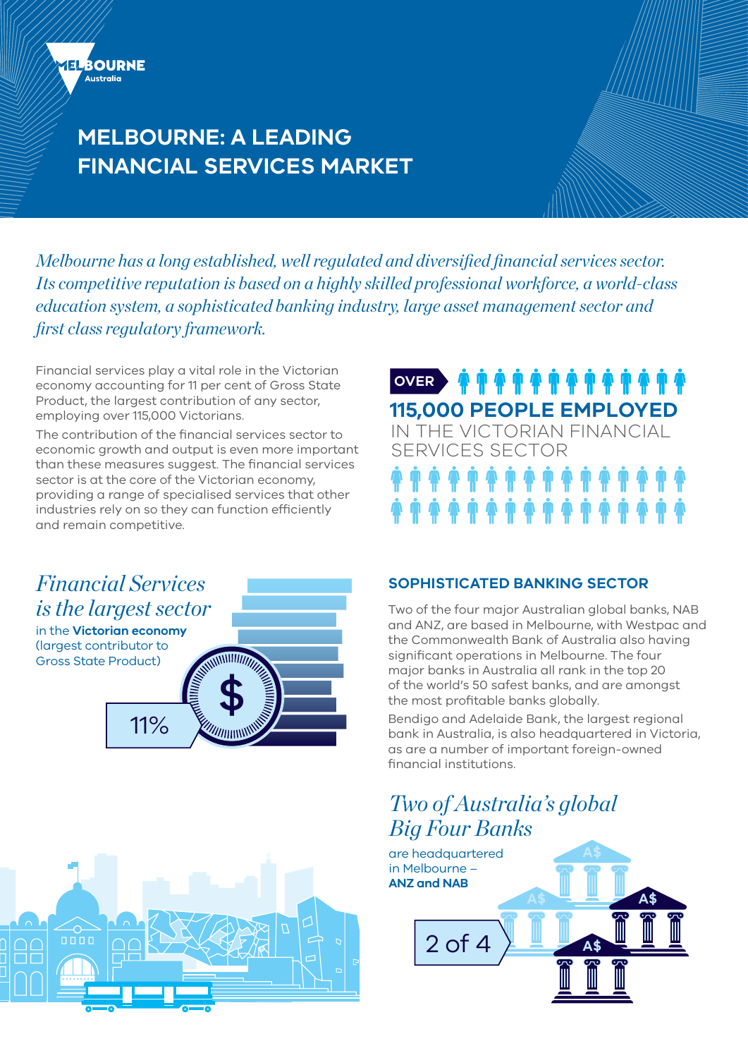MELBOURNE Australia

# MELBOURNE: A LEADING FINANCIAL SERVICES MARKET

*Melbourne has a long established, well regulated and diversified financial services sector. Its competitive reputation is based on a highly skilled professional workforce, a world-class education system, a sophisticated banking industry, large asset management sector and first class regulatory framework.*

Financial services play a vital role in the Victorian economy accounting for 11 per cent of Gross State Product, the largest contribution of any sector, employing over 115,000 Victorians.

The contribution of the financial services sector to economic growth and output is even more important than these measures suggest. The financial services sector is at the core of the Victorian economy, providing a range of specialised services that other industries rely on so they can function efficiently and remain competitive.

OVER **115,000 PEOPLE EMPLOYED** IN THE VICTORIAN FINANCIAL SERVICES SECTOR

*Financial Services is the largest sector* in the **Victorian economy** (largest contributor to Gross State Product)

11%

## SOPHISTICATED BANKING SECTOR

Two of the four major Australian global banks, NAB and ANZ, are based in Melbourne, with Westpac and the Commonwealth Bank of Australia also having significant operations in Melbourne. The four major banks in Australia all rank in the top 20 of the world's 50 safest banks, and are amongst the most profitable banks globally.

Bendigo and Adelaide Bank, the largest regional bank in Australia, is also headquartered in Victoria, as are a number of important foreign-owned financial institutions.

*Two of Australia's global Big Four Banks* are headquartered in Melbourne – **ANZ and NAB**

2 of 4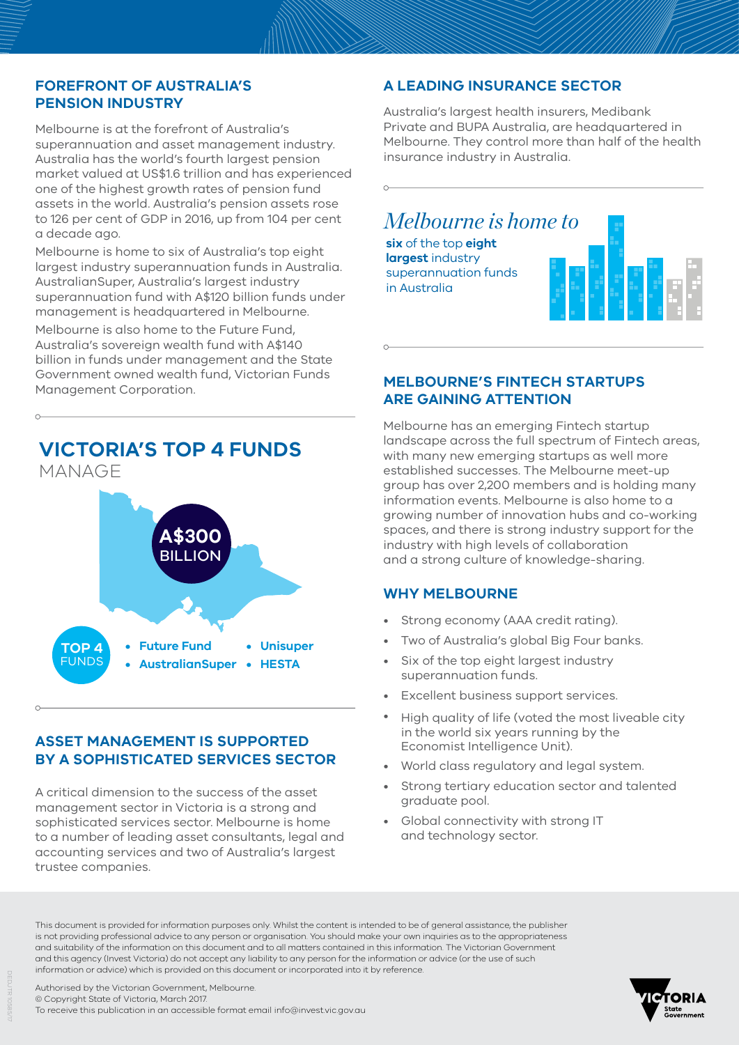## FOREFRONT OF AUSTRALIA'S PENSION INDUSTRY

Melbourne is at the forefront of Australia's superannuation and asset management industry. Australia has the world's fourth largest pension market valued at US$1.6 trillion and has experienced one of the highest growth rates of pension fund assets in the world. Australia's pension assets rose to 126 per cent of GDP in 2016, up from 104 per cent a decade ago.

Melbourne is home to six of Australia's top eight largest industry superannuation funds in Australia. AustralianSuper, Australia's largest industry superannuation fund with A$120 billion funds under management is headquartered in Melbourne.

Melbourne is also home to the Future Fund, Australia's sovereign wealth fund with A$140 billion in funds under management and the State Government owned wealth fund, Victorian Funds Management Corporation.

## VICTORIA'S TOP 4 FUNDS

MANAGE

**A$300 BILLION**

**TOP 4** FUNDS

- Future Fund
- AustralianSuper
- Unisuper
- HESTA

## ASSET MANAGEMENT IS SUPPORTED BY A SOPHISTICATED SERVICES SECTOR

A critical dimension to the success of the asset management sector in Victoria is a strong and sophisticated services sector. Melbourne is home to a number of leading asset consultants, legal and accounting services and two of Australia's largest trustee companies.

## A LEADING INSURANCE SECTOR

Australia's largest health insurers, Medibank Private and BUPA Australia, are headquartered in Melbourne. They control more than half of the health insurance industry in Australia.

*Melbourne is home to*

**six** of the top **eight largest** industry superannuation funds in Australia

## MELBOURNE'S FINTECH STARTUPS ARE GAINING ATTENTION

Melbourne has an emerging Fintech startup landscape across the full spectrum of Fintech areas, with many new emerging startups as well more established successes. The Melbourne meet-up group has over 2,200 members and is holding many information events. Melbourne is also home to a growing number of innovation hubs and co-working spaces, and there is strong industry support for the industry with high levels of collaboration and a strong culture of knowledge-sharing.

## WHY MELBOURNE

- Strong economy (AAA credit rating).
- Two of Australia's global Big Four banks.
- Six of the top eight largest industry superannuation funds.
- Excellent business support services.
- High quality of life (voted the most liveable city in the world six years running by the Economist Intelligence Unit).
- World class regulatory and legal system.
- Strong tertiary education sector and talented graduate pool.
- Global connectivity with strong IT and technology sector.

This document is provided for information purposes only. Whilst the content is intended to be of general assistance, the publisher is not providing professional advice to any person or organisation. You should make your own inquiries as to the appropriateness and suitability of the information on this document and to all matters contained in this information. The Victorian Government and this agency (Invest Victoria) do not accept any liability to any person for the information or advice (or the use of such information or advice) which is provided on this document or incorporated into it by reference.

Authorised by the Victorian Government, Melbourne.
© Copyright State of Victoria, March 2017.
To receive this publication in an accessible format email info@invest.vic.gov.au